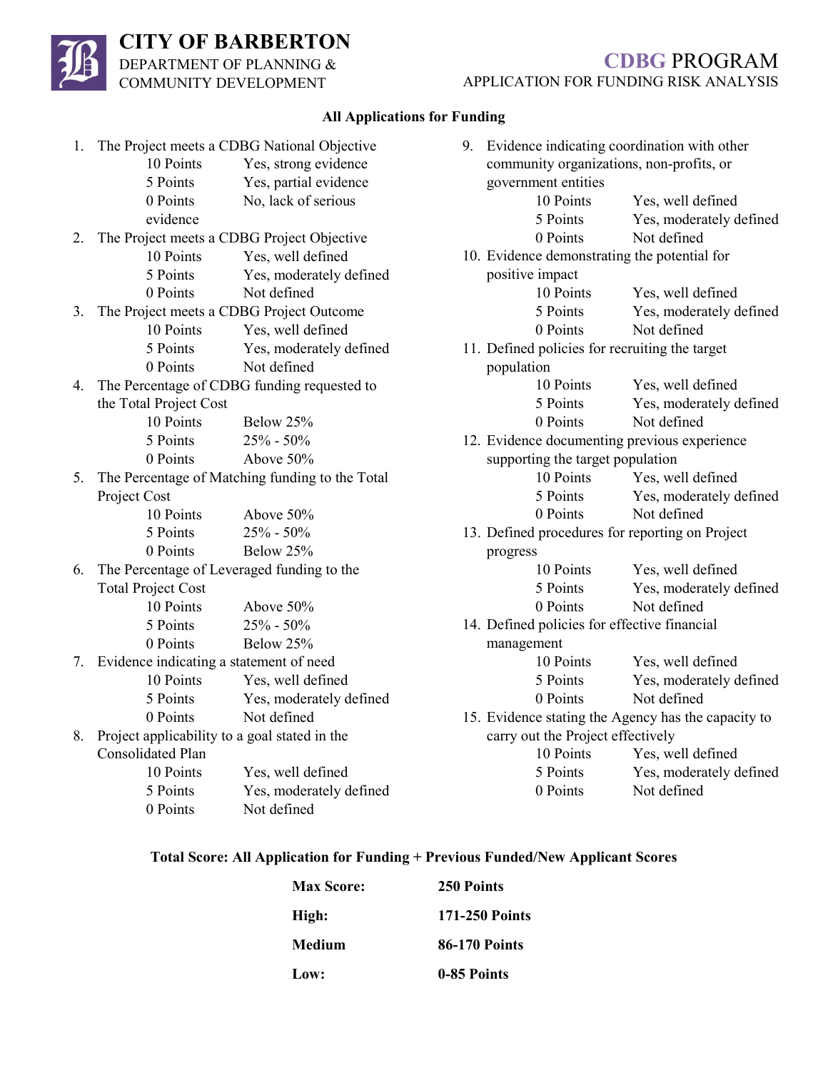# CITY OF BARBERTON

DEPARTMENT OF PLANNING & COMMUNITY DEVELOPMENT

## CDBG PROGRAM

APPLICATION FOR FUNDING RISK ANALYSIS

### All Applications for Funding

1. The Project meets a CDBG National Objective
   - 10 Points — Yes, strong evidence
   - 5 Points — Yes, partial evidence
   - 0 Points — No, lack of serious evidence
2. The Project meets a CDBG Project Objective
   - 10 Points — Yes, well defined
   - 5 Points — Yes, moderately defined
   - 0 Points — Not defined
3. The Project meets a CDBG Project Outcome
   - 10 Points — Yes, well defined
   - 5 Points — Yes, moderately defined
   - 0 Points — Not defined
4. The Percentage of CDBG funding requested to the Total Project Cost
   - 10 Points — Below 25%
   - 5 Points — 25% - 50%
   - 0 Points — Above 50%
5. The Percentage of Matching funding to the Total Project Cost
   - 10 Points — Above 50%
   - 5 Points — 25% - 50%
   - 0 Points — Below 25%
6. The Percentage of Leveraged funding to the Total Project Cost
   - 10 Points — Above 50%
   - 5 Points — 25% - 50%
   - 0 Points — Below 25%
7. Evidence indicating a statement of need
   - 10 Points — Yes, well defined
   - 5 Points — Yes, moderately defined
   - 0 Points — Not defined
8. Project applicability to a goal stated in the Consolidated Plan
   - 10 Points — Yes, well defined
   - 5 Points — Yes, moderately defined
   - 0 Points — Not defined
9. Evidence indicating coordination with other community organizations, non-profits, or government entities
   - 10 Points — Yes, well defined
   - 5 Points — Yes, moderately defined
   - 0 Points — Not defined
10. Evidence demonstrating the potential for positive impact
    - 10 Points — Yes, well defined
    - 5 Points — Yes, moderately defined
    - 0 Points — Not defined
11. Defined policies for recruiting the target population
    - 10 Points — Yes, well defined
    - 5 Points — Yes, moderately defined
    - 0 Points — Not defined
12. Evidence documenting previous experience supporting the target population
    - 10 Points — Yes, well defined
    - 5 Points — Yes, moderately defined
    - 0 Points — Not defined
13. Defined procedures for reporting on Project progress
    - 10 Points — Yes, well defined
    - 5 Points — Yes, moderately defined
    - 0 Points — Not defined
14. Defined policies for effective financial management
    - 10 Points — Yes, well defined
    - 5 Points — Yes, moderately defined
    - 0 Points — Not defined
15. Evidence stating the Agency has the capacity to carry out the Project effectively
    - 10 Points — Yes, well defined
    - 5 Points — Yes, moderately defined
    - 0 Points — Not defined

**Total Score: All Application for Funding + Previous Funded/New Applicant Scores**

| | |
|---|---|
| **Max Score:** | **250 Points** |
| **High:** | **171-250 Points** |
| **Medium** | **86-170 Points** |
| **Low:** | **0-85 Points** |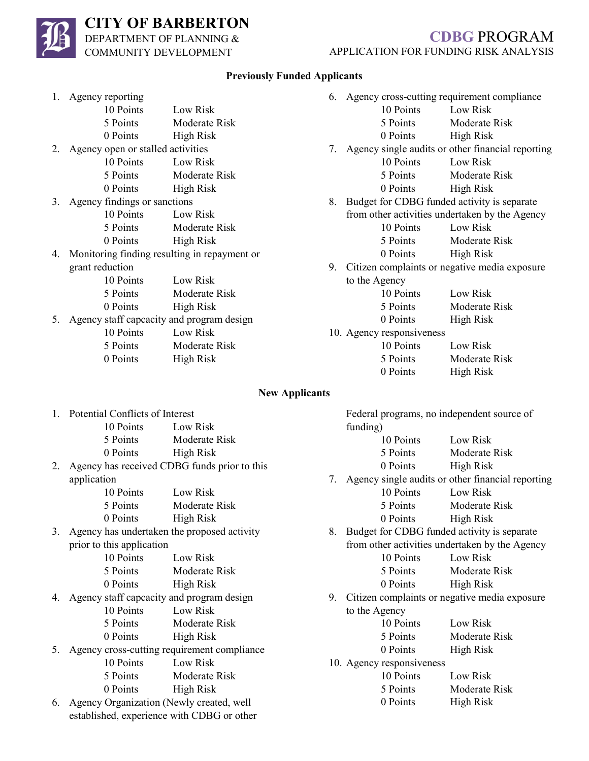# CITY OF BARBERTON

DEPARTMENT OF PLANNING & COMMUNITY DEVELOPMENT

## CDBG PROGRAM

APPLICATION FOR FUNDING RISK ANALYSIS

### Previously Funded Applicants

1. Agency reporting
   - 10 Points Low Risk
   - 5 Points Moderate Risk
   - 0 Points High Risk
2. Agency open or stalled activities
   - 10 Points Low Risk
   - 5 Points Moderate Risk
   - 0 Points High Risk
3. Agency findings or sanctions
   - 10 Points Low Risk
   - 5 Points Moderate Risk
   - 0 Points High Risk
4. Monitoring finding resulting in repayment or grant reduction
   - 10 Points Low Risk
   - 5 Points Moderate Risk
   - 0 Points High Risk
5. Agency staff capcacity and program design
   - 10 Points Low Risk
   - 5 Points Moderate Risk
   - 0 Points High Risk
6. Agency cross-cutting requirement compliance
   - 10 Points Low Risk
   - 5 Points Moderate Risk
   - 0 Points High Risk
7. Agency single audits or other financial reporting
   - 10 Points Low Risk
   - 5 Points Moderate Risk
   - 0 Points High Risk
8. Budget for CDBG funded activity is separate from other activities undertaken by the Agency
   - 10 Points Low Risk
   - 5 Points Moderate Risk
   - 0 Points High Risk
9. Citizen complaints or negative media exposure to the Agency
   - 10 Points Low Risk
   - 5 Points Moderate Risk
   - 0 Points High Risk
10. Agency responsiveness
    - 10 Points Low Risk
    - 5 Points Moderate Risk
    - 0 Points High Risk

### New Applicants

1. Potential Conflicts of Interest
   - 10 Points Low Risk
   - 5 Points Moderate Risk
   - 0 Points High Risk
2. Agency has received CDBG funds prior to this application
   - 10 Points Low Risk
   - 5 Points Moderate Risk
   - 0 Points High Risk
3. Agency has undertaken the proposed activity prior to this application
   - 10 Points Low Risk
   - 5 Points Moderate Risk
   - 0 Points High Risk
4. Agency staff capcacity and program design
   - 10 Points Low Risk
   - 5 Points Moderate Risk
   - 0 Points High Risk
5. Agency cross-cutting requirement compliance
   - 10 Points Low Risk
   - 5 Points Moderate Risk
   - 0 Points High Risk
6. Agency Organization (Newly created, well established, experience with CDBG or other Federal programs, no independent source of funding)
   - 10 Points Low Risk
   - 5 Points Moderate Risk
   - 0 Points High Risk
7. Agency single audits or other financial reporting
   - 10 Points Low Risk
   - 5 Points Moderate Risk
   - 0 Points High Risk
8. Budget for CDBG funded activity is separate from other activities undertaken by the Agency
   - 10 Points Low Risk
   - 5 Points Moderate Risk
   - 0 Points High Risk
9. Citizen complaints or negative media exposure to the Agency
   - 10 Points Low Risk
   - 5 Points Moderate Risk
   - 0 Points High Risk
10. Agency responsiveness
    - 10 Points Low Risk
    - 5 Points Moderate Risk
    - 0 Points High Risk